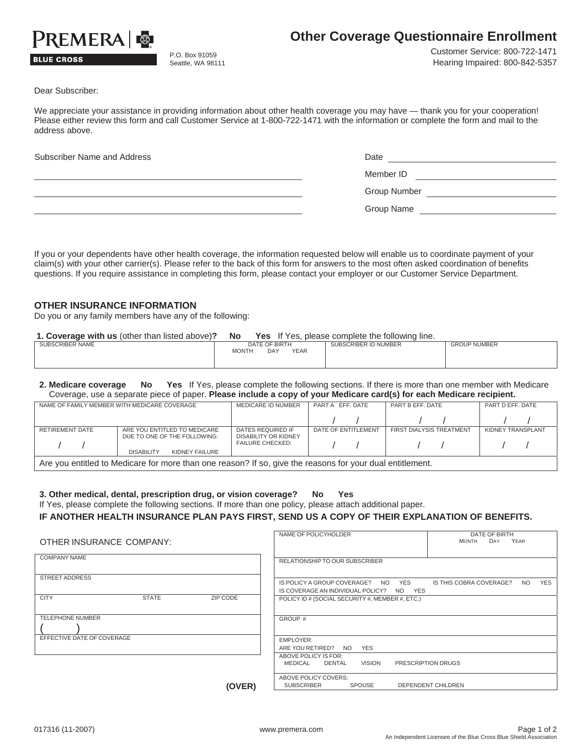PREMERA | BLUE CROSS

P.O. Box 91059
Seattle, WA 98111

# Other Coverage Questionnaire Enrollment

Customer Service: 800-722-1471
Hearing Impaired: 800-842-5357

Dear Subscriber:

We appreciate your assistance in providing information about other health coverage you may have — thank you for your cooperation! Please either review this form and call Customer Service at 1-800-722-1471 with the information or complete the form and mail to the address above.

Subscriber Name and Address

______________________________

______________________________

______________________________

Date ______________________________

Member ID ______________________________

Group Number ______________________________

Group Name ______________________________

If you or your dependents have other health coverage, the information requested below will enable us to coordinate payment of your claim(s) with your other carrier(s). Please refer to the back of this form for answers to the most often asked coordination of benefits questions. If you require assistance in completing this form, please contact your employer or our Customer Service Department.

## OTHER INSURANCE INFORMATION

Do you or any family members have any of the following:

**1. Coverage with us** (other than listed above)**? No Yes** If Yes, please complete the following line.

| SUBSCRIBER NAME | DATE OF BIRTH MONTH DAY YEAR | SUBSCRIBER ID NUMBER | GROUP NUMBER |
|---|---|---|---|
| | | | |

**2. Medicare coverage No Yes** If Yes, please complete the following sections. If there is more than one member with Medicare Coverage, use a separate piece of paper. **Please include a copy of your Medicare card(s) for each Medicare recipient.**

| NAME OF FAMILY MEMBER WITH MEDICARE COVERAGE | | MEDICARE ID NUMBER | PART A EFF. DATE | PART B EFF. DATE | PART D EFF. DATE |
|---|---|---|---|---|---|
| | | | / / | / / | / / |
| RETIREMENT DATE | ARE YOU ENTITLED TO MEDICARE DUE TO ONE OF THE FOLLOWING: | DATES REQUIRED IF DISABILITY OR KIDNEY FAILURE CHECKED: | DATE OF ENTITLEMENT | FIRST DIALYSIS TREATMENT | KIDNEY TRANSPLANT |
| / / | DISABILITY KIDNEY FAILURE | | / / | / / | / / |

Are you entitled to Medicare for more than one reason? If so, give the reasons for your dual entitlement.

**3. Other medical, dental, prescription drug, or vision coverage? No Yes**

If Yes, please complete the following sections. If more than one policy, please attach additional paper.

**IF ANOTHER HEALTH INSURANCE PLAN PAYS FIRST, SEND US A COPY OF THEIR EXPLANATION OF BENEFITS.**

OTHER INSURANCE COMPANY:

| COMPANY NAME | | |
|---|---|---|
| | | |
| STREET ADDRESS | | |
| | | |
| CITY | STATE | ZIP CODE |
| TELEPHONE NUMBER ( ) | | |
| EFFECTIVE DATE OF COVERAGE | | |

| NAME OF POLICYHOLDER | DATE OF BIRTH MONTH DAY YEAR |
|---|---|
| RELATIONSHIP TO OUR SUBSCRIBER | |
| IS POLICY A GROUP COVERAGE? NO YES IS COVERAGE AN INDIVIDUAL POLICY? NO YES | IS THIS COBRA COVERAGE? NO YES |
| POLICY ID # (SOCIAL SECURITY #, MEMBER #, ETC.) | |
| GROUP # | |
| EMPLOYER: ARE YOU RETIRED? NO YES | |
| ABOVE POLICY IS FOR: MEDICAL DENTAL VISION PRESCRIPTION DRUGS | |
| ABOVE POLICY COVERS: SUBSCRIBER SPOUSE DEPENDENT CHILDREN | |

**(OVER)**

017316 (11-2007)

www.premera.com

An Independent Licensee of the Blue Cross Blue Shield Association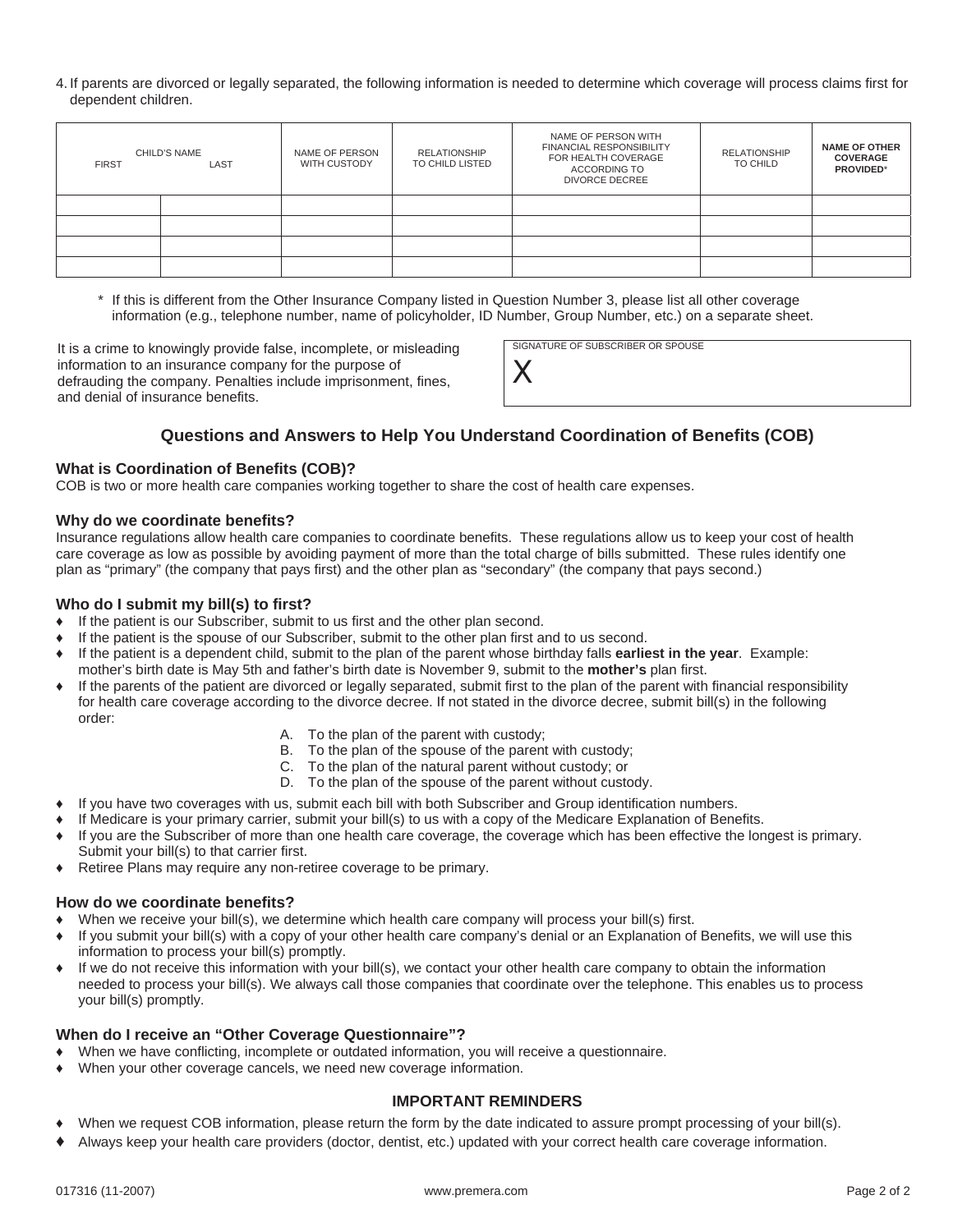4. If parents are divorced or legally separated, the following information is needed to determine which coverage will process claims first for dependent children.

| CHILD'S NAME FIRST | LAST | NAME OF PERSON WITH CUSTODY | RELATIONSHIP TO CHILD LISTED | NAME OF PERSON WITH FINANCIAL RESPONSIBILITY FOR HEALTH COVERAGE ACCORDING TO DIVORCE DECREE | RELATIONSHIP TO CHILD | **NAME OF OTHER COVERAGE PROVIDED*** |
|---|---|---|---|---|---|---|
| | | | | | | |
| | | | | | | |
| | | | | | | |
| | | | | | | |

\* If this is different from the Other Insurance Company listed in Question Number 3, please list all other coverage information (e.g., telephone number, name of policyholder, ID Number, Group Number, etc.) on a separate sheet.

It is a crime to knowingly provide false, incomplete, or misleading information to an insurance company for the purpose of defrauding the company. Penalties include imprisonment, fines, and denial of insurance benefits.

SIGNATURE OF SUBSCRIBER OR SPOUSE

X

## Questions and Answers to Help You Understand Coordination of Benefits (COB)

### What is Coordination of Benefits (COB)?

COB is two or more health care companies working together to share the cost of health care expenses.

### Why do we coordinate benefits?

Insurance regulations allow health care companies to coordinate benefits. These regulations allow us to keep your cost of health care coverage as low as possible by avoiding payment of more than the total charge of bills submitted. These rules identify one plan as "primary" (the company that pays first) and the other plan as "secondary" (the company that pays second.)

### Who do I submit my bill(s) to first?

- If the patient is our Subscriber, submit to us first and the other plan second.
- If the patient is the spouse of our Subscriber, submit to the other plan first and to us second.
- If the patient is a dependent child, submit to the plan of the parent whose birthday falls **earliest in the year**. Example: mother's birth date is May 5th and father's birth date is November 9, submit to the **mother's** plan first.
- If the parents of the patient are divorced or legally separated, submit first to the plan of the parent with financial responsibility for health care coverage according to the divorce decree. If not stated in the divorce decree, submit bill(s) in the following order:
  - A. To the plan of the parent with custody;
  - B. To the plan of the spouse of the parent with custody;
  - C. To the plan of the natural parent without custody; or
  - D. To the plan of the spouse of the parent without custody.
- If you have two coverages with us, submit each bill with both Subscriber and Group identification numbers.
- If Medicare is your primary carrier, submit your bill(s) to us with a copy of the Medicare Explanation of Benefits.
- If you are the Subscriber of more than one health care coverage, the coverage which has been effective the longest is primary. Submit your bill(s) to that carrier first.
- Retiree Plans may require any non-retiree coverage to be primary.

### How do we coordinate benefits?

- When we receive your bill(s), we determine which health care company will process your bill(s) first.
- If you submit your bill(s) with a copy of your other health care company's denial or an Explanation of Benefits, we will use this information to process your bill(s) promptly.
- If we do not receive this information with your bill(s), we contact your other health care company to obtain the information needed to process your bill(s). We always call those companies that coordinate over the telephone. This enables us to process your bill(s) promptly.

### When do I receive an "Other Coverage Questionnaire"?

- When we have conflicting, incomplete or outdated information, you will receive a questionnaire.
- When your other coverage cancels, we need new coverage information.

### IMPORTANT REMINDERS

- When we request COB information, please return the form by the date indicated to assure prompt processing of your bill(s).
- Always keep your health care providers (doctor, dentist, etc.) updated with your correct health care coverage information.

017316 (11-2007) www.premera.com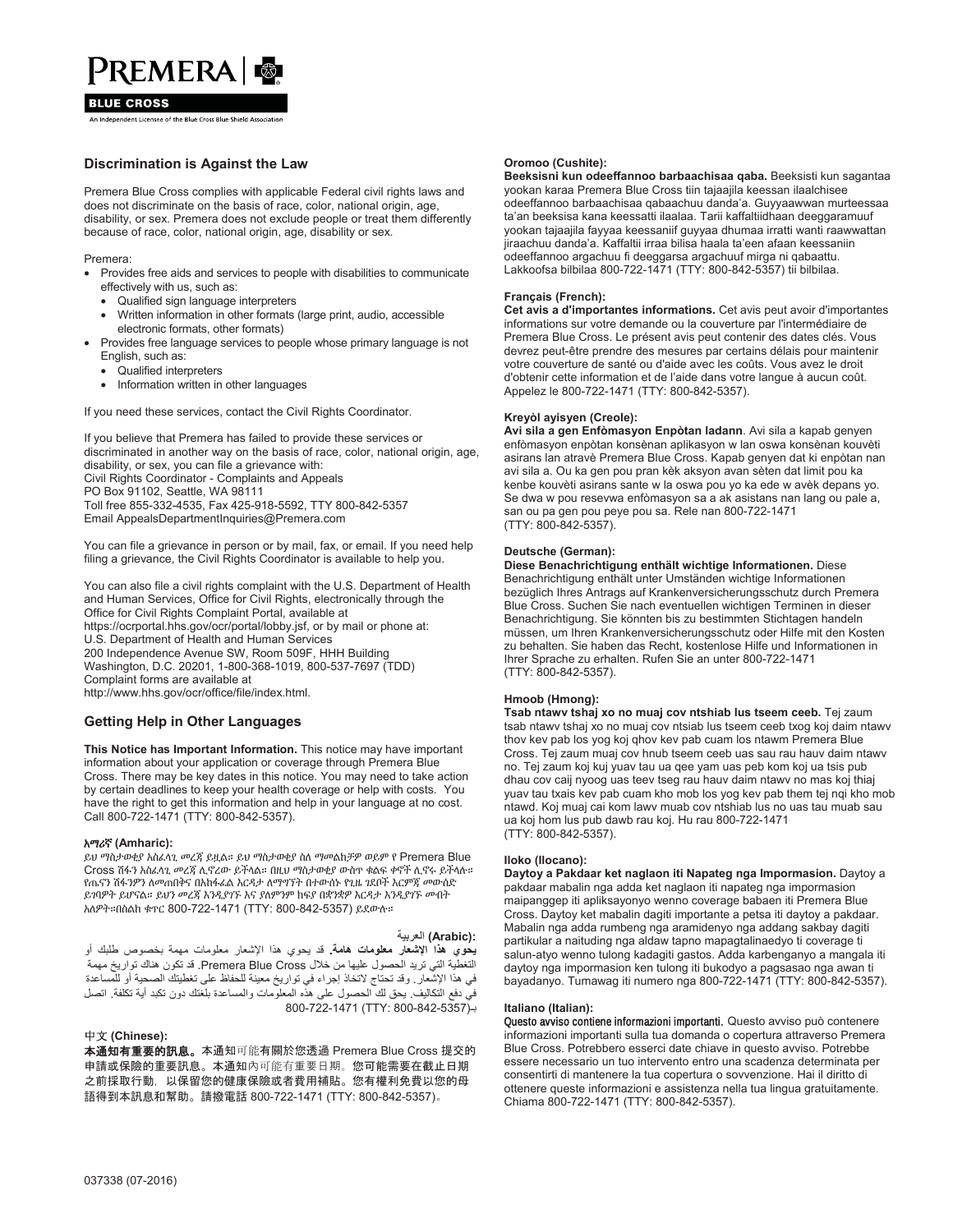PREMERA

BLUE CROSS

An Independent Licensee of the Blue Cross Blue Shield Association

## Discrimination is Against the Law

Premera Blue Cross complies with applicable Federal civil rights laws and does not discriminate on the basis of race, color, national origin, age, disability, or sex. Premera does not exclude people or treat them differently because of race, color, national origin, age, disability or sex.

Premera:

- Provides free aids and services to people with disabilities to communicate effectively with us, such as:
  - Qualified sign language interpreters
  - Written information in other formats (large print, audio, accessible electronic formats, other formats)
- Provides free language services to people whose primary language is not English, such as:
  - Qualified interpreters
  - Information written in other languages

If you need these services, contact the Civil Rights Coordinator.

If you believe that Premera has failed to provide these services or discriminated in another way on the basis of race, color, national origin, age, disability, or sex, you can file a grievance with:
Civil Rights Coordinator - Complaints and Appeals
PO Box 91102, Seattle, WA 98111
Toll free 855-332-4535, Fax 425-918-5592, TTY 800-842-5357
Email AppealsDepartmentInquiries@Premera.com

You can file a grievance in person or by mail, fax, or email. If you need help filing a grievance, the Civil Rights Coordinator is available to help you.

You can also file a civil rights complaint with the U.S. Department of Health and Human Services, Office for Civil Rights, electronically through the Office for Civil Rights Complaint Portal, available at https://ocrportal.hhs.gov/ocr/portal/lobby.jsf, or by mail or phone at:
U.S. Department of Health and Human Services
200 Independence Avenue SW, Room 509F, HHH Building
Washington, D.C. 20201, 1-800-368-1019, 800-537-7697 (TDD)
Complaint forms are available at
http://www.hhs.gov/ocr/office/file/index.html.

## Getting Help in Other Languages

**This Notice has Important Information.** This notice may have important information about your application or coverage through Premera Blue Cross. There may be key dates in this notice. You may need to take action by certain deadlines to keep your health coverage or help with costs. You have the right to get this information and help in your language at no cost. Call 800-722-1471 (TTY: 800-842-5357).

**አማሪኛ (Amharic):**
ይህ ማስታወቂያ አስፈላጊ መረጃ ይዟል። ይህ ማስታወቂያ ስለ ማመልከቻዎ ወይም የ Premera Blue Cross ሽፋን አስፈላጊ መረጃ ሊኖረው ይችላል። በዚህ ማስታወቂያ ውስጥ ቁልፍ ቀኖች ሊኖሩ ይችላሉ። የጤናን ሽፋንዎን ለመጠበቅና በአከፋፈል እርዳታ ለማግኘት በተውሰኑ የጊዜ ገደቦች እርምጃ መውሰድ ይገባዎት ይሆናል። ይህን መረጃ እንዲያገኙ እና ያለምንም ክፍያ በቋንቋዎ እርዳታ እንዲያገኙ መብት አለዎት።በስልክ ቁጥር 800-722-1471 (TTY: 800-842-5357) ይደውሉ።

**العربية (Arabic):**
**يحوي هذا الإشعار معلومات هامة.** قد يحوي هذا الإشعار معلومات مهمة بخصوص طلبك أو التغطية التي تريد الحصول عليها من خلال Premera Blue Cross. قد تكون هناك تواريخ مهمة في هذا الإشعار. وقد تحتاج لاتخاذ إجراء في تواريخ معينة للحفاظ على تغطيتك الصحية أو للمساعدة في دفع التكاليف. يحق لك الحصول على هذه المعلومات والمساعدة بلغتك دون تكبد أية تكلفة. اتصل بـ800-722-1471 (TTY: 800-842-5357)

**中文 (Chinese):**
**本通知有重要的訊息。**本通知可能有關於您透過 Premera Blue Cross 提交的申請或保險的重要訊息。本通知內可能有重要日期。您可能需要在截止日期之前採取行動，以保留您的健康保險或者費用補貼。您有權利免費以您的母語得到本訊息和幫助。請撥電話 800-722-1471 (TTY: 800-842-5357)。

**Oromoo (Cushite):**
**Beeksisni kun odeeffannoo barbaachisaa qaba.** Beeksisti kun sagantaa yookan karaa Premera Blue Cross tiin tajaajila keessan ilaalchisee odeeffannoo barbaachisaa qabaachuu danda'a. Guyyaawwan murteessaa ta'an beeksisa kana keessatti ilaalaa. Tarii kaffaltiidhaan deeggaramuuf yookan tajaajila fayyaa keessaniif guyyaa dhumaa irratti wanti raawwattan jiraachuu danda'a. Kaffaltii irraa bilisa haala ta'een afaan keessaniin odeeffannoo argachuu fi deeggarsa argachuuf mirga ni qabaattu. Lakkoofsa bilbilaa 800-722-1471 (TTY: 800-842-5357) tii bilbilaa.

**Français (French):**
**Cet avis a d'importantes informations.** Cet avis peut avoir d'importantes informations sur votre demande ou la couverture par l'intermédiaire de Premera Blue Cross. Le présent avis peut contenir des dates clés. Vous devrez peut-être prendre des mesures par certains délais pour maintenir votre couverture de santé ou d'aide avec les coûts. Vous avez le droit d'obtenir cette information et de l'aide dans votre langue à aucun coût. Appelez le 800-722-1471 (TTY: 800-842-5357).

**Kreyòl ayisyen (Creole):**
**Avi sila a gen Enfòmasyon Enpòtan ladann**. Avi sila a kapab genyen enfòmasyon enpòtan konsènan aplikasyon w lan oswa konsènan kouvèti asirans lan atravè Premera Blue Cross. Kapab genyen dat ki enpòtan nan avi sila a. Ou ka gen pou pran kèk aksyon avan sèten dat limit pou ka kenbe kouvèti asirans sante w la oswa pou yo ka ede w avèk depans yo. Se dwa w pou resevwa enfòmasyon sa a ak asistans nan lang ou pale a, san ou pa gen pou peye pou sa. Rele nan 800-722-1471 (TTY: 800-842-5357).

**Deutsche (German):**
**Diese Benachrichtigung enthält wichtige Informationen.** Diese Benachrichtigung enthält unter Umständen wichtige Informationen bezüglich Ihres Antrags auf Krankenversicherungsschutz durch Premera Blue Cross. Suchen Sie nach eventuellen wichtigen Terminen in dieser Benachrichtigung. Sie könnten bis zu bestimmten Stichtagen handeln müssen, um Ihren Krankenversicherungsschutz oder Hilfe mit den Kosten zu behalten. Sie haben das Recht, kostenlose Hilfe und Informationen in Ihrer Sprache zu erhalten. Rufen Sie an unter 800-722-1471 (TTY: 800-842-5357).

**Hmoob (Hmong):**
**Tsab ntawv tshaj xo no muaj cov ntshiab lus tseem ceeb.** Tej zaum tsab ntawv tshaj xo no muaj cov ntsiab lus tseem ceeb txog koj daim ntawv thov kev pab los yog koj qhov kev pab cuam los ntawm Premera Blue Cross. Tej zaum muaj cov hnub tseem ceeb uas sau rau hauv daim ntawv no. Tej zaum koj kuj yuav tau ua qee yam uas peb kom koj ua tsis pub dhau cov caij nyoog uas teev tseg rau hauv daim ntawv no mas koj thiaj yuav tau txais kev pab cuam kho mob los yog kev pab them tej nqi kho mob ntawd. Koj muaj cai kom lawv muab cov ntshiab lus no uas tau muab sau ua koj hom lus pub dawb rau koj. Hu rau 800-722-1471 (TTY: 800-842-5357).

**Iloko (Ilocano):**
**Daytoy a Pakdaar ket naglaon iti Napateg nga Impormasion.** Daytoy a pakdaar mabalin nga adda ket naglaon iti napateg nga impormasion maipanggep iti apliksayonyo wenno coverage babaen iti Premera Blue Cross. Daytoy ket mabalin dagiti importante a petsa iti daytoy a pakdaar. Mabalin nga adda rumbeng nga aramidenyo nga addang sakbay dagiti partikular a naituding nga aldaw tapno mapagtalinaedyo ti coverage ti salun-atyo wenno tulong kadagiti gastos. Adda karbenganyo a mangala iti daytoy nga impormasion ken tulong iti bukodyo a pagsasao nga awan ti bayadanyo. Tumawag iti numero nga 800-722-1471 (TTY: 800-842-5357).

**Italiano (Italian):**
**Questo avviso contiene informazioni importanti.** Questo avviso può contenere informazioni importanti sulla tua domanda o copertura attraverso Premera Blue Cross. Potrebbero esserci date chiave in questo avviso. Potrebbe essere necessario un tuo intervento entro una scadenza determinata per consentirti di mantenere la tua copertura o sovvenzione. Hai il diritto di ottenere queste informazioni e assistenza nella tua lingua gratuitamente. Chiama 800-722-1471 (TTY: 800-842-5357).

037338 (07-2016)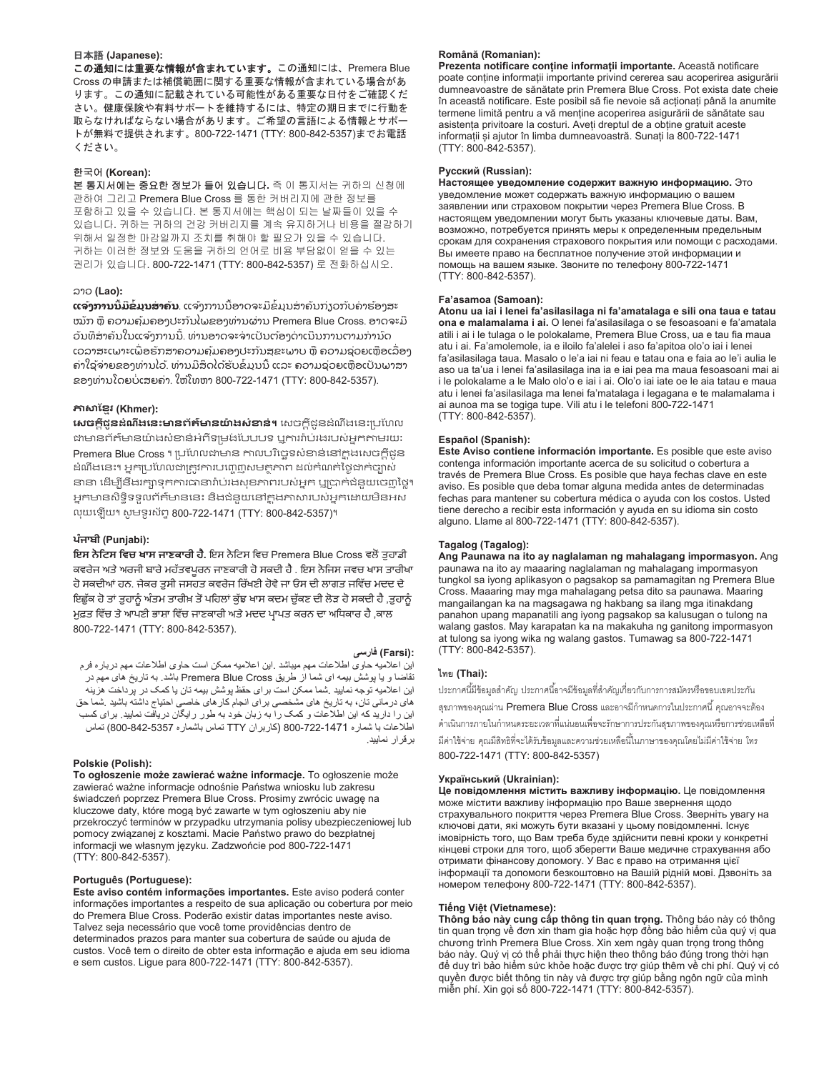**日本語 (Japanese):**

**この通知には重要な情報が含まれています。** この通知には、Premera Blue Crossの申請または補償範囲に関する重要な情報が含まれている場合があります。この通知に記載されている可能性がある重要な日付をご確認ください。健康保険や有料サポートを維持するには、特定の期日までに行動を取らなければならない場合があります。ご希望の言語による情報とサポートが無料で提供されます。800-722-1471 (TTY: 800-842-5357)までお電話ください。

**한국어 (Korean):**

**본 통지서에는 중요한 정보가 들어 있습니다.** 즉 이 통지서는 귀하의 신청에 관하여 그리고 Premera Blue Cross 를 통한 커버리지에 관한 정보를 포함하고 있을 수 있습니다. 본 통지서에는 핵심이 되는 날짜들이 있을 수 있습니다. 귀하는 귀하의 건강 커버리지를 계속 유지하거나 비용을 절감하기 위해서 일정한 마감일까지 조치를 취해야 할 필요가 있을 수 있습니다. 귀하는 이러한 정보와 도움을 귀하의 언어로 비용 부담없이 얻을 수 있는 권리가 있습니다. 800-722-1471 (TTY: 800-842-5357) 로 전화하십시오.

**ລາວ (Lao):**

**ແຈ້ງການນີ້ມີຂໍ້ມູນສຳຄັນ.** ແຈ້ງການນີ້ອາດຈະມີຂໍ້ມູນສຳຄັນກ່ຽວກັບຄຳຮ້ອງຂໍ ຫຼື ຄວາມຄຸ້ມຄອງປະກັນໄພຂອງທ່ານຜ່ານ Premera Blue Cross. ອາດຈະມີວັນທີສຳຄັນໃນແຈ້ງການນີ້. ທ່ານອາດຈະຈຳເປັນຕ້ອງດຳເນີນການຕາມກຳນົດເວລາສະເພາະເພື່ອຮັກສາຄວາມຄຸ້ມຄອງປະກັນສຸຂະພາບ ຫຼື ຄວາມຊ່ວຍເຫຼືອເລື່ອງຄ່າໃຊ້ຈ່າຍຂອງທ່ານໄວ້. ທ່ານມີສິດໄດ້ຮັບຂໍ້ມູນນີ້ ແລະ ຄວາມຊ່ວຍເຫຼືອເປັນພາສາຂອງທ່ານໂດຍບໍ່ເສຍຄ່າ. ໃຫ້ໂທຫາ 800-722-1471 (TTY: 800-842-5357).

**ភាសាខ្មែរ (Khmer):**

**សេចក្តីជូនដំណឹងនេះមានព័ត៌មានយ៉ាងសំខាន់។** សេចក្តីជូនដំណឹងនេះប្រហែលជាមានព័ត៌មានយ៉ាងសំខាន់អំពីទម្រង់បែបបទ ឬការរ៉ាប់រងរបស់អ្នកតាមរយៈ Premera Blue Cross ។ ប្រហែលជាមាន កាលបរិច្ឆេទសំខាន់នៅក្នុងសេចក្តីជូនដំណឹងនេះ។ អ្នកប្រហែលជាត្រូវការបញ្ចេញសមត្ថភាព ដល់កំណត់ថ្ងៃជាក់ច្បាស់នានា ដើម្បីនឹងរក្សាទុកការធានារ៉ាប់រងសុខភាពរបស់អ្នក ឬប្រាក់ជំនួយចេញថ្លៃ។ អ្នកមានសិទ្ធិទទួលព័ត៌មាននេះ និងជំនួយនៅក្នុងភាសារបស់អ្នកដោយមិនអស់លុយឡើយ។ សូមទូរស័ព្ទ 800-722-1471 (TTY: 800-842-5357)។

**ਪੰਜਾਬੀ (Punjabi):**

**ਇਸ ਨੋਟਿਸ ਵਿਚ ਖਾਸ ਜਾਣਕਾਰੀ ਹੈ.** ਇਸ ਨੋਟਿਸ ਵਿਚ Premera Blue Cross ਵਲੋਂ ਤੁਹਾਡੀ ਕਵਰੇਜ ਅਤੇ ਅਰਜੀ ਬਾਰੇ ਮਹੱਤਵਪੂਰਨ ਜਾਣਕਾਰੀ ਹੋ ਸਕਦੀ ਹੈ . ਇਸ ਨੋਜਿਸ ਜਵਚ ਖਾਸ ਤਾਰੀਖਾ ਹੋ ਸਕਦੀਆਂ ਹਨ. ਜੇਕਰ ਤੁਸੀ ਜਸਹਤ ਕਵਰੇਜ ਰਿੱਖਣੀ ਹੋਵੇ ਜਾ ਓਸ ਦੀ ਲਾਗਤ ਜਵਿੱਚ ਮਦਦ ਦੇ ਇਛੁੱਕ ਹੋ ਤਾਂ ਤੁਹਾਨੂੰ ਅੰਤਮ ਤਾਰੀਖ ਤੋਂ ਪਹਿਲਾਂ ਕੁੱਝ ਖਾਸ ਕਦਮ ਚੁੱਕਣ ਦੀ ਲੋੜ ਹੋ ਸਕਦੀ ਹੈ ,ਤੁਹਾਨੂੰ ਮੁਫਤ ਵਿੱਚ ਤੇ ਆਪਣੀ ਭਾਸ਼ਾ ਵਿੱਚ ਜਾਣਕਾਰੀ ਅਤੇ ਮਦਦ ਪ੍ਰਾਪਤ ਕਰਨ ਦਾ ਅਧਿਕਾਰ ਹੈ ,ਕਾਲ 800-722-1471 (TTY: 800-842-5357).

**فارسی (Farsi):**

این اعلامیه حاوی اطلاعات مهم میباشد .این اعلامیه ممکن است حاوی اطلاعات مهم درباره فرم تقاضا و یا پوشش بیمه ای شما از طریق Premera Blue Cross باشد. به تاریخ های مهم در این اعلامیه توجه نمایید .شما ممکن است برای حقظ پوشش بیمه تان یا کمک در پرداخت هزینه های درمانی تان، به تاریخ های مشخصی برای انجام کارهای خاصی احتیاج داشته باشید .شما حق این را دارید که این اطلاعات و کمک را به زبان خود به طور رایگان دریافت نمایید. برای کسب اطلاعات با شماره 1471-722-800 (کاربران TTY تماس باشماره 5357-842-800) تماس برقرار نمایید.

**Polskie (Polish):**

**To ogłoszenie może zawierać ważne informacje.** To ogłoszenie może zawierać ważne informacje odnośnie Państwa wniosku lub zakresu świadczeń poprzez Premera Blue Cross. Prosimy zwrócic uwagę na kluczowe daty, które mogą być zawarte w tym ogłoszeniu aby nie przekroczyć terminów w przypadku utrzymania polisy ubezpieczeniowej lub pomocy związanej z kosztami. Macie Państwo prawo do bezpłatnej informacji we własnym języku. Zadzwońcie pod 800-722-1471 (TTY: 800-842-5357).

**Português (Portuguese):**

**Este aviso contém informações importantes.** Este aviso poderá conter informações importantes a respeito de sua aplicação ou cobertura por meio do Premera Blue Cross. Poderão existir datas importantes neste aviso. Talvez seja necessário que você tome providências dentro de determinados prazos para manter sua cobertura de saúde ou ajuda de custos. Você tem o direito de obter esta informação e ajuda em seu idioma e sem custos. Ligue para 800-722-1471 (TTY: 800-842-5357).

**Română (Romanian):**

**Prezenta notificare conține informații importante.** Această notificare poate conține informații importante privind cererea sau acoperirea asigurării dumneavoastre de sănătate prin Premera Blue Cross. Pot exista date cheie în această notificare. Este posibil să fie nevoie să acționați până la anumite termene limită pentru a vă menține acoperirea asigurării de sănătate sau asistența privitoare la costuri. Aveți dreptul de a obține gratuit aceste informații și ajutor în limba dumneavoastră. Sunați la 800-722-1471 (TTY: 800-842-5357).

**Русский (Russian):**

**Настоящее уведомление содержит важную информацию.** Это уведомление может содержать важную информацию о вашем заявлении или страховом покрытии через Premera Blue Cross. В настоящем уведомлении могут быть указаны ключевые даты. Вам, возможно, потребуется принять меры к определенным предельным срокам для сохранения страхового покрытия или помощи с расходами. Вы имеете право на бесплатное получение этой информации и помощь на вашем языке. Звоните по телефону 800-722-1471 (TTY: 800-842-5357).

**Fa'asamoa (Samoan):**

**Atonu ua iai i lenei fa'asilasilaga ni fa'amatalaga e sili ona taua e tatau ona e malamalama i ai.** O lenei fa'asilasilaga o se fesoasoani e fa'amatala atili i ai i le tulaga o le polokalame, Premera Blue Cross, ua e tau fia maua atu i ai. Fa'amolemole, ia e iloilo fa'alelei i aso fa'apitoa olo'o iai i lenei fa'asilasilaga taua. Masalo o le'a iai ni feau e tatau ona e faia ao le'i aulia le aso ua ta'ua i lenei fa'asilasilaga ina ia e iai pea ma maua fesoasoani mai ai i le polokalame a le Malo olo'o e iai i ai. Olo'o iai iate oe le aia tatau e maua atu i lenei fa'asilasilaga ma lenei fa'matalaga i legagana e te malamalama i ai aunoa ma se togiga tupe. Vili atu i le telefoni 800-722-1471 (TTY: 800-842-5357).

**Español (Spanish):**

**Este Aviso contiene información importante.** Es posible que este aviso contenga información importante acerca de su solicitud o cobertura a través de Premera Blue Cross. Es posible que haya fechas clave en este aviso. Es posible que deba tomar alguna medida antes de determinadas fechas para mantener su cobertura médica o ayuda con los costos. Usted tiene derecho a recibir esta información y ayuda en su idioma sin costo alguno. Llame al 800-722-1471 (TTY: 800-842-5357).

**Tagalog (Tagalog):**

**Ang Paunawa na ito ay naglalaman ng mahalagang impormasyon.** Ang paunawa na ito ay maaaring naglalaman ng mahalagang impormasyon tungkol sa iyong aplikasyon o pagsakop sa pamamagitan ng Premera Blue Cross. Maaaring may mga mahalagang petsa dito sa paunawa. Maaring mangailangan ka na magsagawa ng hakbang sa ilang mga itinakdang panahon upang mapanatili ang iyong pagsakop sa kalusugan o tulong na walang gastos. May karapatan ka na makakuha ng ganitong impormasyon at tulong sa iyong wika ng walang gastos. Tumawag sa 800-722-1471 (TTY: 800-842-5357).

**ไทย (Thai):**

ประกาศนี้มีข้อมูลสำคัญ ประกาศนี้อาจมีข้อมูลที่สำคัญเกี่ยวกับการการสมัครหรือขอบเขตประกันสุขภาพของคุณผ่าน Premera Blue Cross และอาจมีกำหนดการในประกาศนี้ คุณอาจจะต้องดำเนินการภายในกำหนดระยะเวลาที่แน่นอนเพื่อจะรักษาการประกันสุขภาพของคุณหรือการช่วยเหลือที่มีค่าใช้จ่าย คุณมีสิทธิที่จะได้รับข้อมูลและความช่วยเหลือนี้ในภาษาของคุณโดยไม่มีค่าใช้จ่าย โทร 800-722-1471 (TTY: 800-842-5357)

**Український (Ukrainian):**

**Це повідомлення містить важливу інформацію.** Це повідомлення може містити важливу інформацію про Ваше звернення щодо страхувального покриття через Premera Blue Cross. Зверніть увагу на ключові дати, які можуть бути вказані у цьому повідомленні. Існує імовірність того, що Вам треба буде здійснити певні кроки у конкретні кінцеві строки для того, щоб зберегти Ваше медичне страхування або отримати фінансову допомогу. У Вас є право на отримання цієї інформації та допомоги безкоштовно на Вашій рідній мові. Дзвоніть за номером телефону 800-722-1471 (TTY: 800-842-5357).

**Tiếng Việt (Vietnamese):**

**Thông báo này cung cấp thông tin quan trọng.** Thông báo này có thông tin quan trọng về đơn xin tham gia hoặc hợp đồng bảo hiểm của quý vị qua chương trình Premera Blue Cross. Xin xem ngày quan trọng trong thông báo này. Quý vị có thể phải thực hiện theo thông báo đúng trong thời hạn để duy trì bảo hiểm sức khỏe hoặc được trợ giúp thêm về chi phí. Quý vị có quyền được biết thông tin này và được trợ giúp bằng ngôn ngữ của mình miễn phí. Xin gọi số 800-722-1471 (TTY: 800-842-5357).